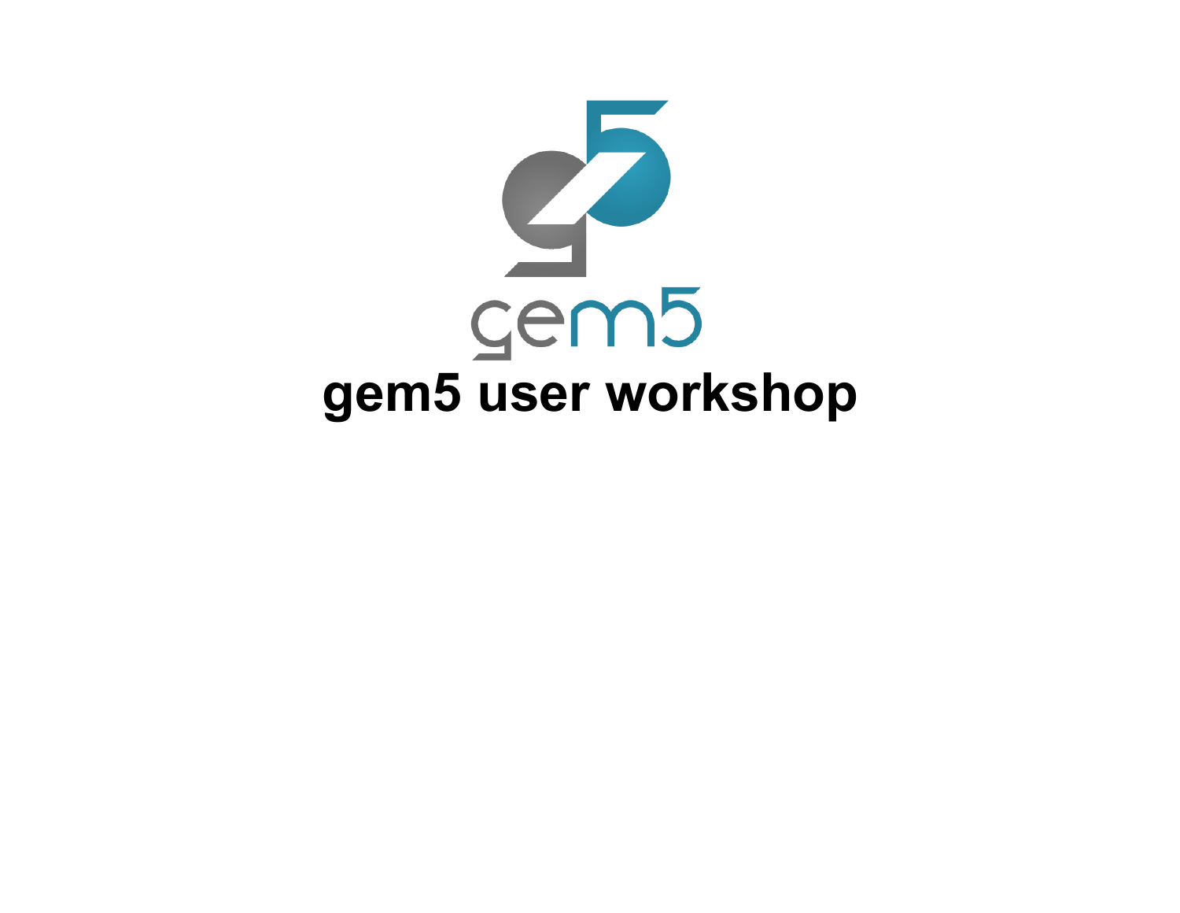# gem5 user workshop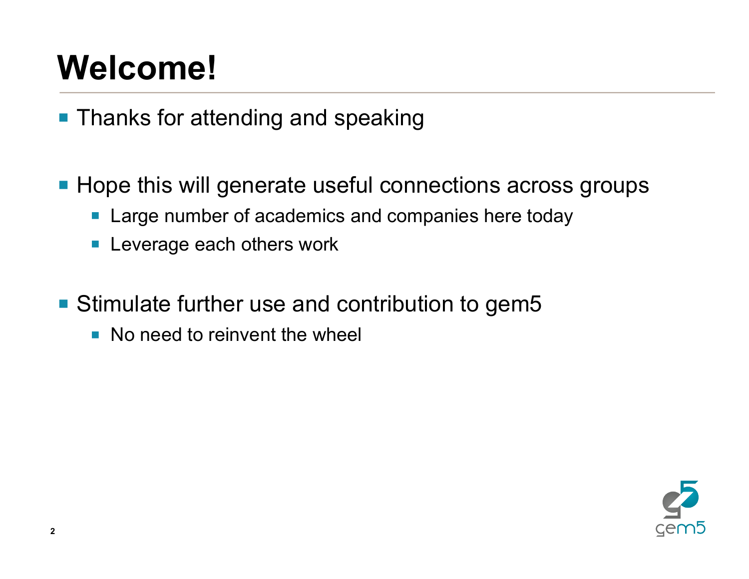# Welcome!

- Thanks for attending and speaking
- Hope this will generate useful connections across groups
  - Large number of academics and companies here today
  - Leverage each others work
- Stimulate further use and contribution to gem5
  - No need to reinvent the wheel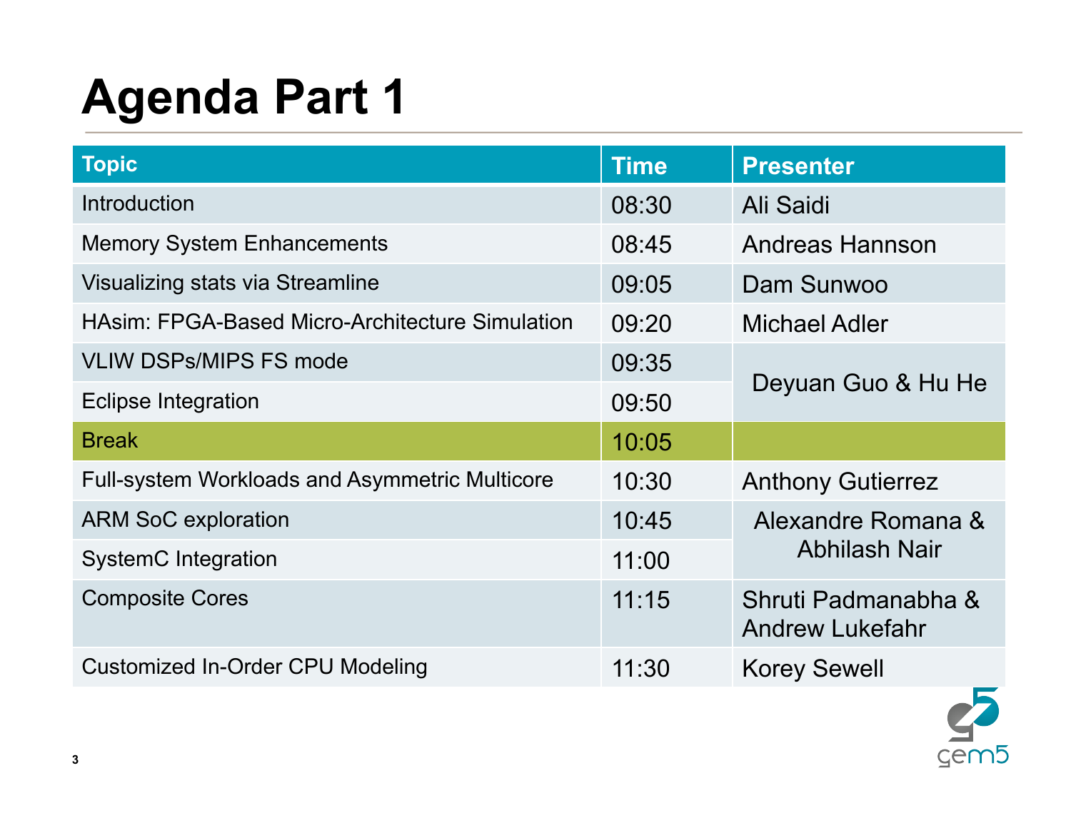# Agenda Part 1

| Topic | Time | Presenter |
|---|---|---|
| Introduction | 08:30 | Ali Saidi |
| Memory System Enhancements | 08:45 | Andreas Hannson |
| Visualizing stats via Streamline | 09:05 | Dam Sunwoo |
| HAsim: FPGA-Based Micro-Architecture Simulation | 09:20 | Michael Adler |
| VLIW DSPs/MIPS FS mode | 09:35 | Deyuan Guo & Hu He |
| Eclipse Integration | 09:50 | |
| Break | 10:05 | |
| Full-system Workloads and Asymmetric Multicore | 10:30 | Anthony Gutierrez |
| ARM SoC exploration | 10:45 | Alexandre Romana & Abhilash Nair |
| SystemC Integration | 11:00 | |
| Composite Cores | 11:15 | Shruti Padmanabha & Andrew Lukefahr |
| Customized In-Order CPU Modeling | 11:30 | Korey Sewell |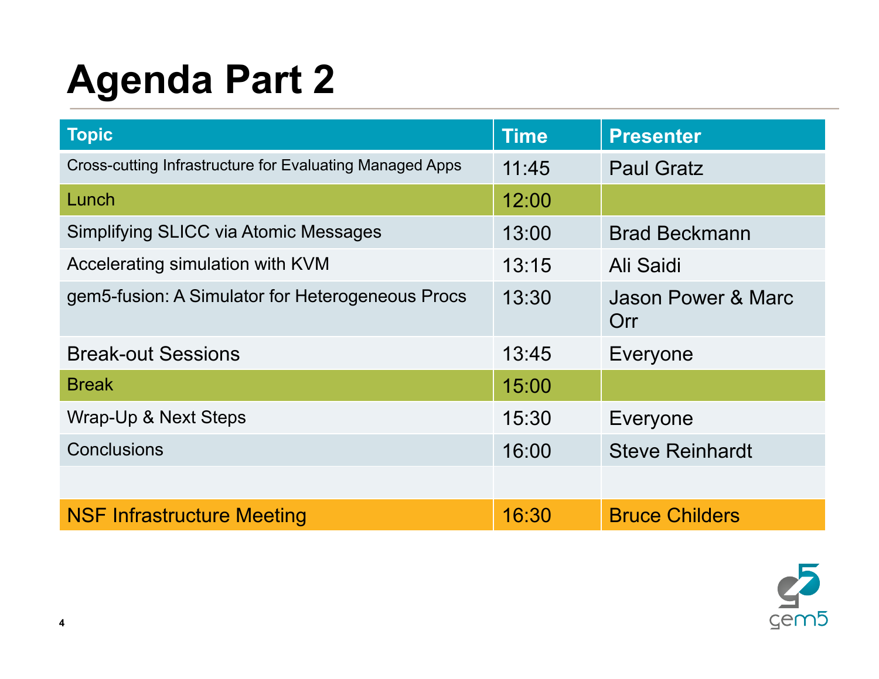# Agenda Part 2

| Topic | Time | Presenter |
|---|---|---|
| Cross-cutting Infrastructure for Evaluating Managed Apps | 11:45 | Paul Gratz |
| Lunch | 12:00 | |
| Simplifying SLICC via Atomic Messages | 13:00 | Brad Beckmann |
| Accelerating simulation with KVM | 13:15 | Ali Saidi |
| gem5-fusion: A Simulator for Heterogeneous Procs | 13:30 | Jason Power & Marc Orr |
| Break-out Sessions | 13:45 | Everyone |
| Break | 15:00 | |
| Wrap-Up & Next Steps | 15:30 | Everyone |
| Conclusions | 16:00 | Steve Reinhardt |
| | | |
| NSF Infrastructure Meeting | 16:30 | Bruce Childers |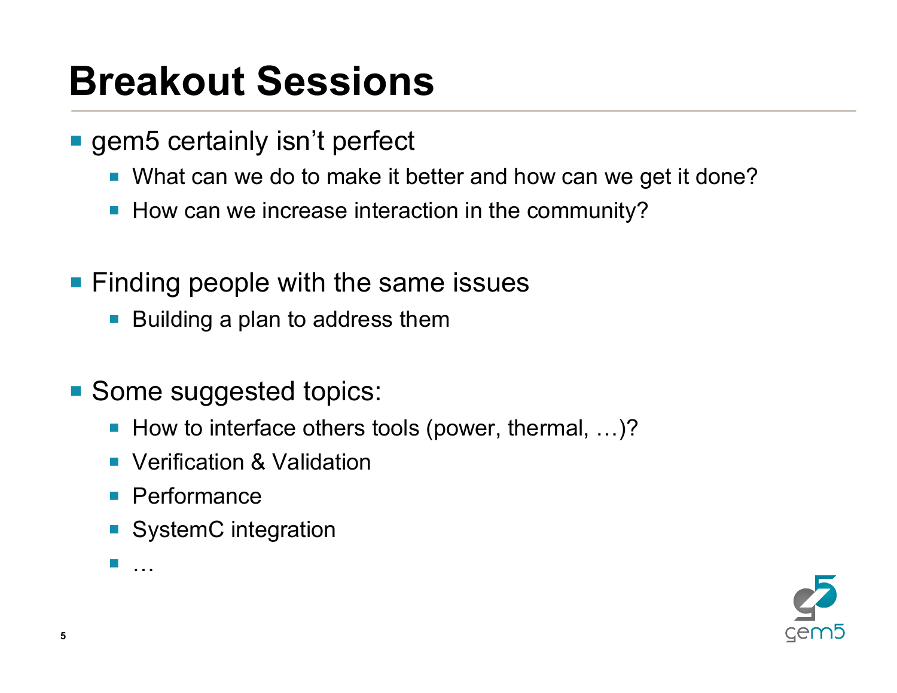# Breakout Sessions

- gem5 certainly isn't perfect
  - What can we do to make it better and how can we get it done?
  - How can we increase interaction in the community?

- Finding people with the same issues
  - Building a plan to address them

- Some suggested topics:
  - How to interface others tools (power, thermal, …)?
  - Verification & Validation
  - Performance
  - SystemC integration
  - …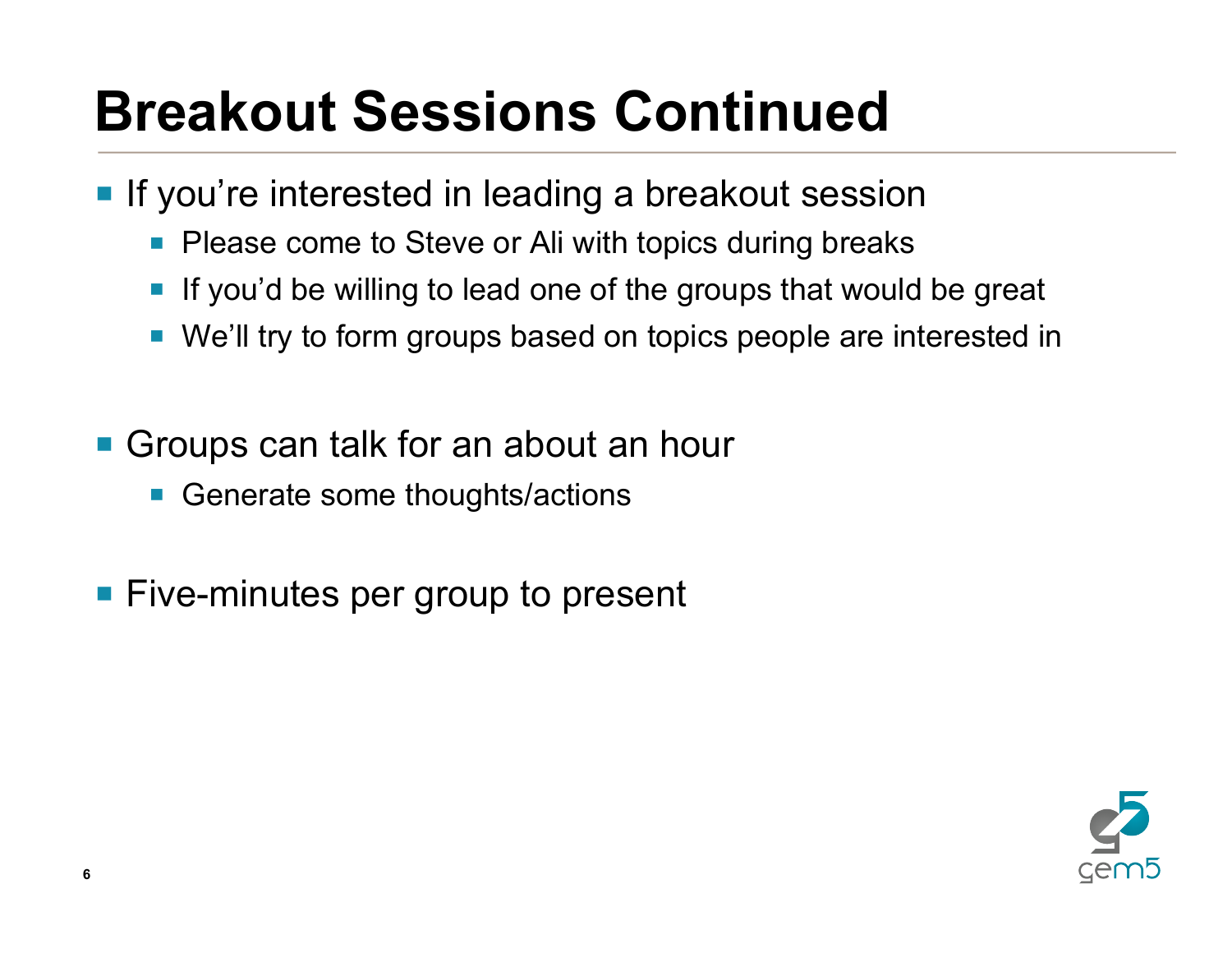# Breakout Sessions Continued

- If you're interested in leading a breakout session
  - Please come to Steve or Ali with topics during breaks
  - If you'd be willing to lead one of the groups that would be great
  - We'll try to form groups based on topics people are interested in

- Groups can talk for an about an hour
  - Generate some thoughts/actions

- Five-minutes per group to present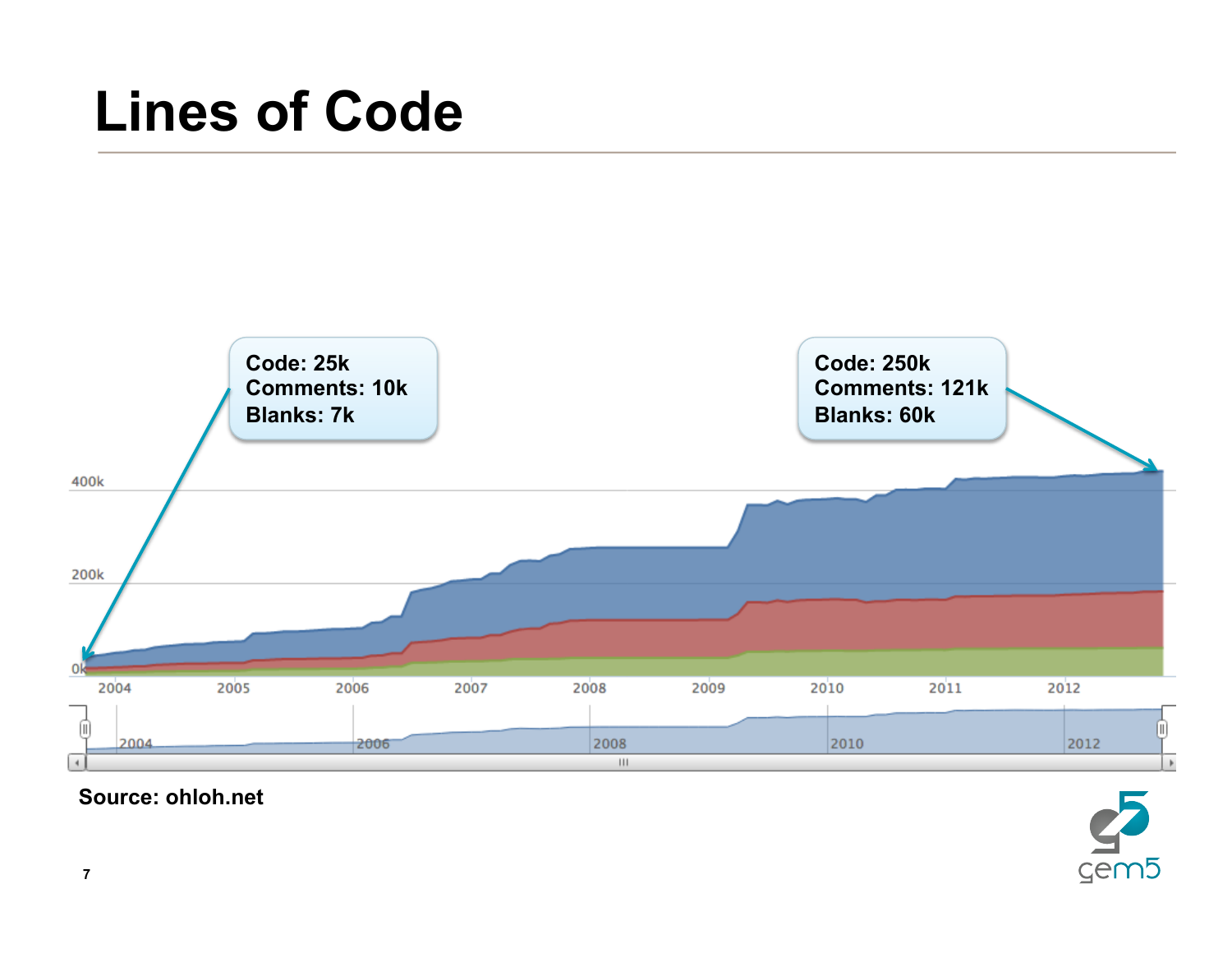# Lines of Code

Code: 25k
Comments: 10k
Blanks: 7k

Code: 250k
Comments: 121k
Blanks: 60k

Source: ohloh.net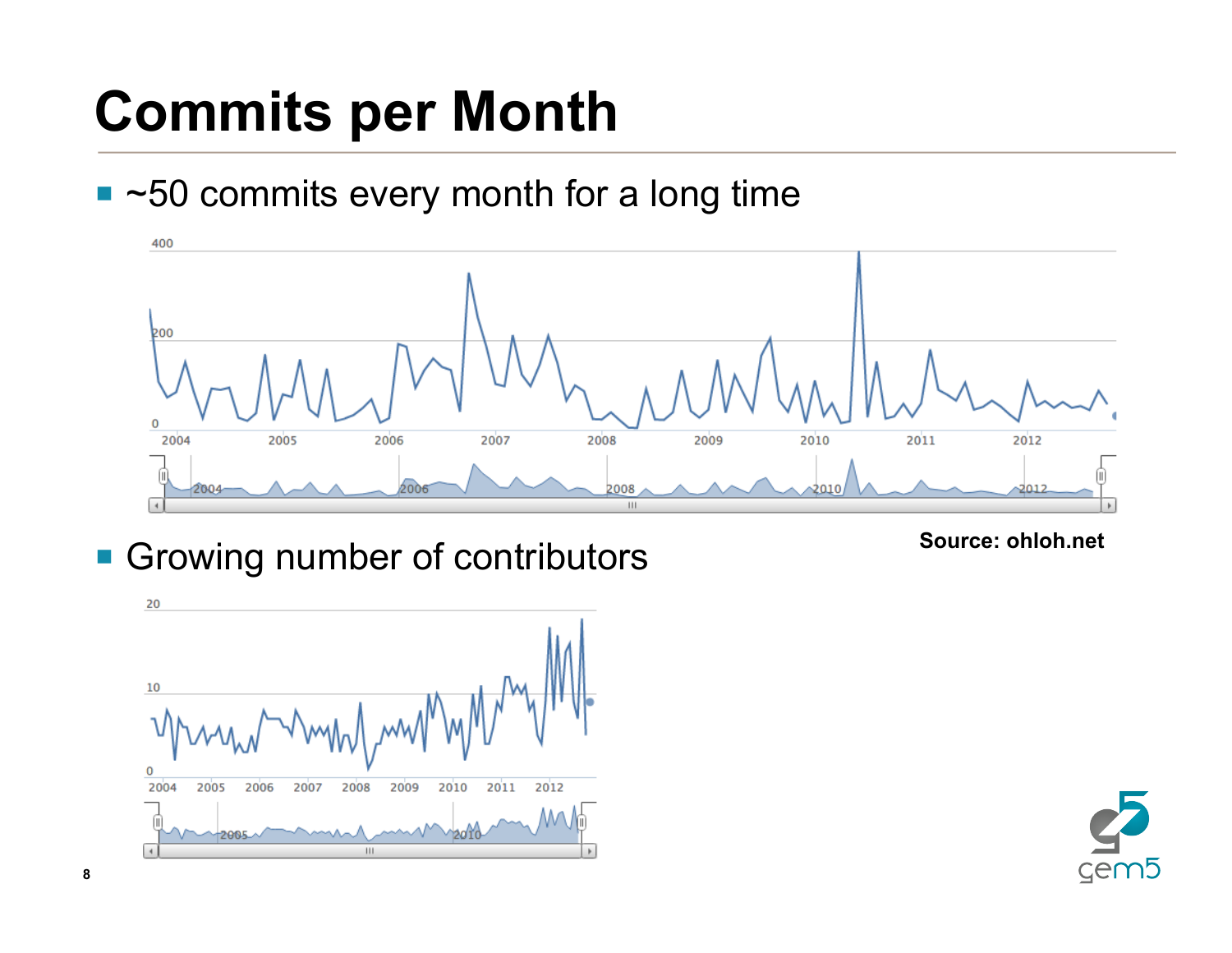# Commits per Month

- ~50 commits every month for a long time

Source: ohloh.net

- Growing number of contributors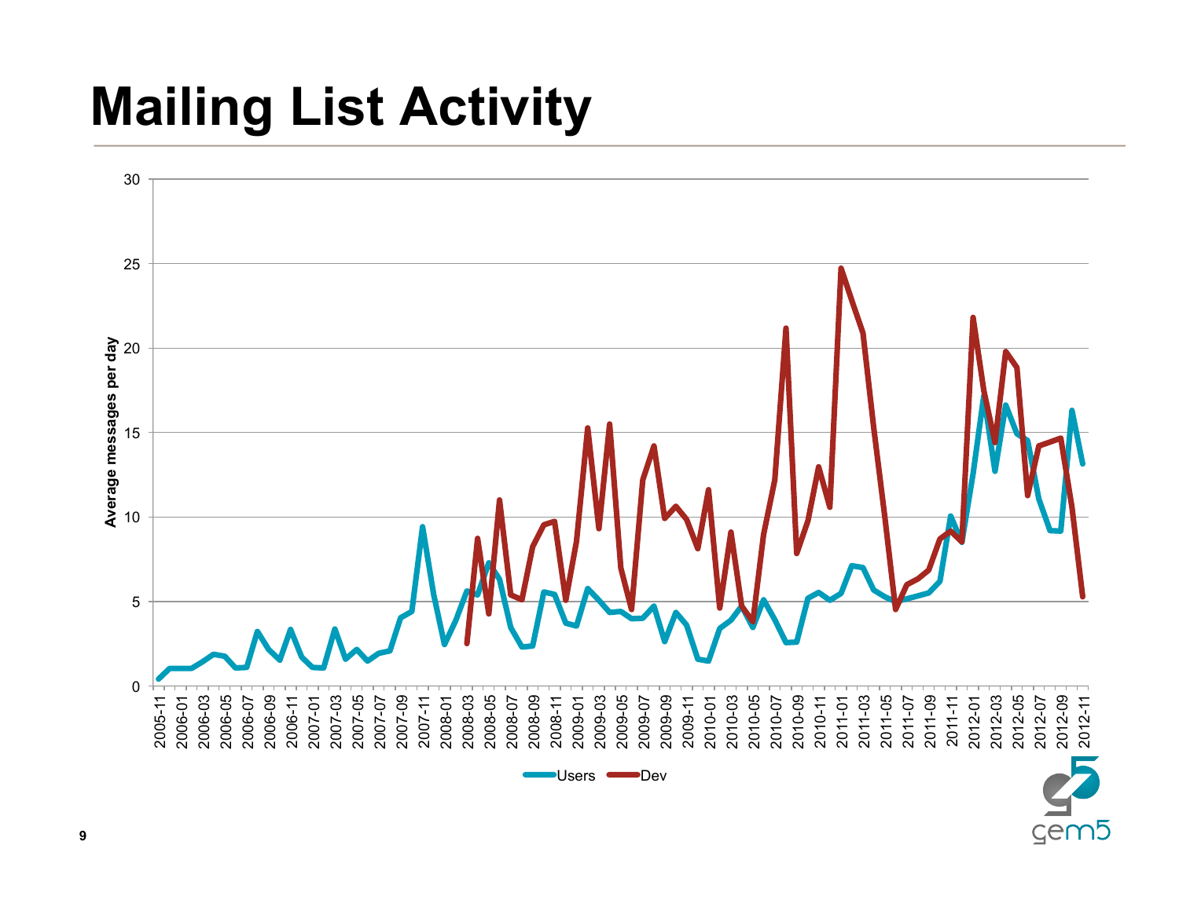# Mailing List Activity

Average messages per day

30
25
20
15
10
5
0

2005-11
2006-01
2006-03
2006-05
2006-07
2006-09
2006-11
2007-01
2007-03
2007-05
2007-07
2007-09
2007-11
2008-01
2008-03
2008-05
2008-07
2008-09
2008-11
2009-01
2009-03
2009-05
2009-07
2009-09
2009-11
2010-01
2010-03
2010-05
2010-07
2010-09
2010-11
2011-01
2011-03
2011-05
2011-07
2011-09
2011-11
2012-01
2012-03
2012-05
2012-07
2012-09
2012-11

Users
Dev

gem5